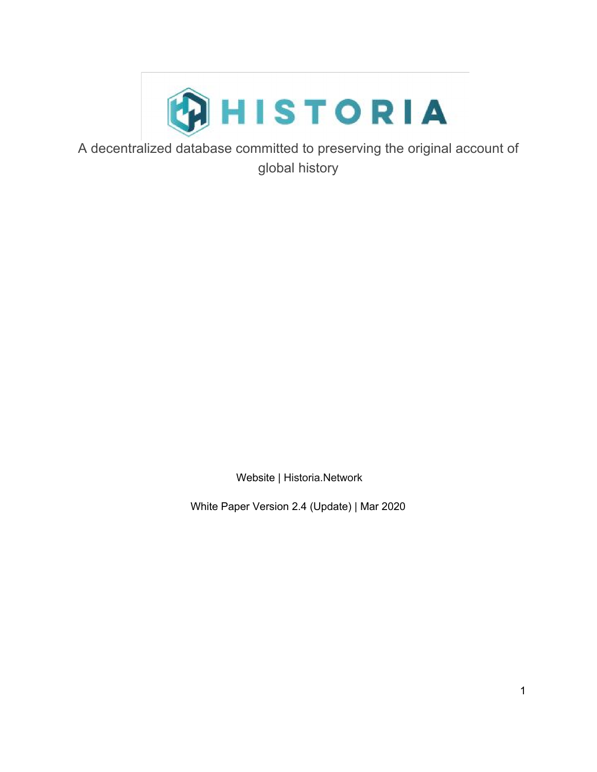# HISTORIA

A decentralized database committed to preserving the original account of global history

Website | Historia.Network

White Paper Version 2.4 (Update) | Mar 2020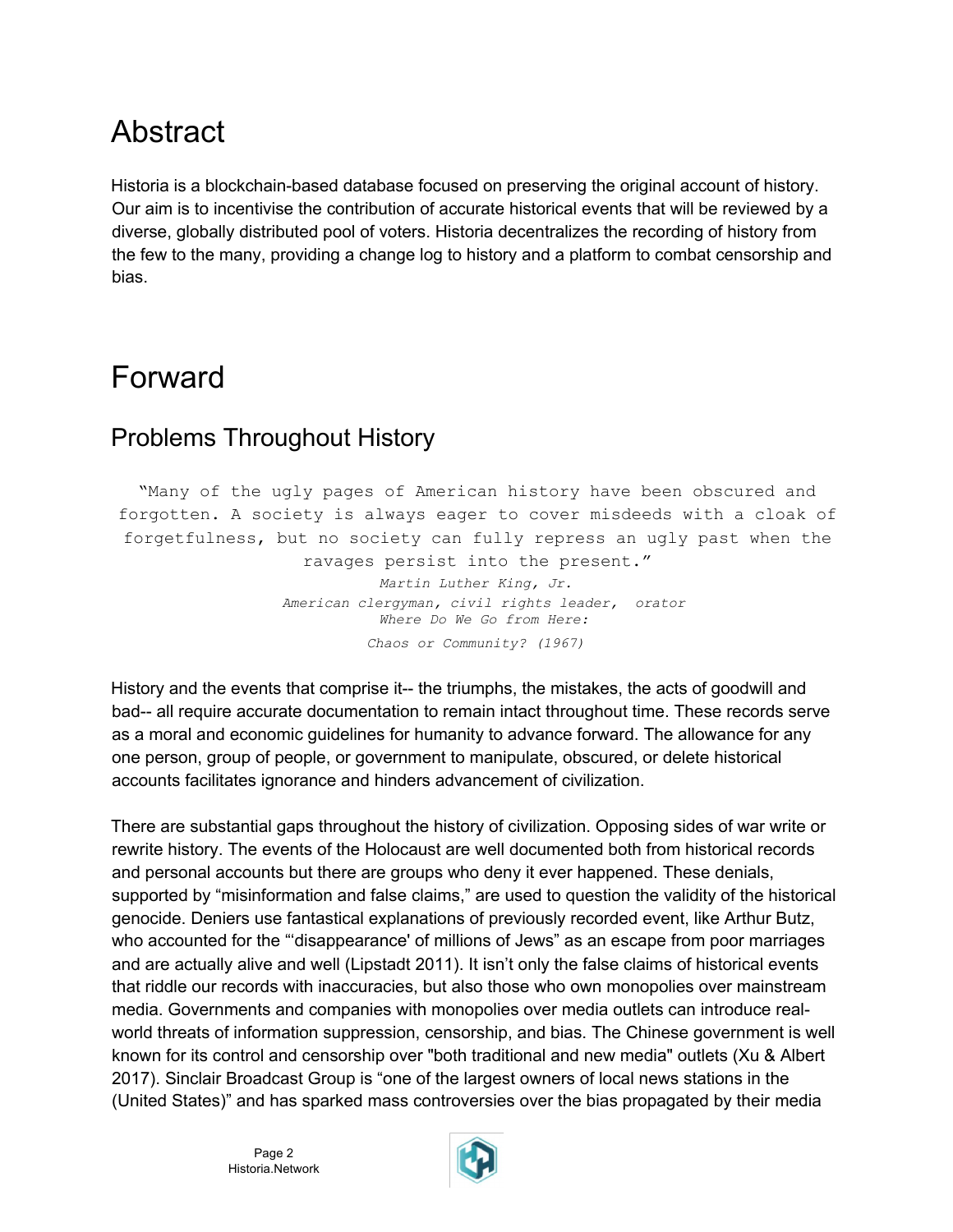# Abstract

Historia is a blockchain-based database focused on preserving the original account of history. Our aim is to incentivise the contribution of accurate historical events that will be reviewed by a diverse, globally distributed pool of voters. Historia decentralizes the recording of history from the few to the many, providing a change log to history and a platform to combat censorship and bias.

# Forward

## Problems Throughout History

> "Many of the ugly pages of American history have been obscured and forgotten. A society is always eager to cover misdeeds with a cloak of forgetfulness, but no society can fully repress an ugly past when the ravages persist into the present."
>
> *Martin Luther King, Jr.*
> *American clergyman, civil rights leader, orator*
> *Where Do We Go from Here:*
> *Chaos or Community? (1967)*

History and the events that comprise it-- the triumphs, the mistakes, the acts of goodwill and bad-- all require accurate documentation to remain intact throughout time. These records serve as a moral and economic guidelines for humanity to advance forward. The allowance for any one person, group of people, or government to manipulate, obscured, or delete historical accounts facilitates ignorance and hinders advancement of civilization.

There are substantial gaps throughout the history of civilization. Opposing sides of war write or rewrite history. The events of the Holocaust are well documented both from historical records and personal accounts but there are groups who deny it ever happened. These denials, supported by "misinformation and false claims," are used to question the validity of the historical genocide. Deniers use fantastical explanations of previously recorded event, like Arthur Butz, who accounted for the "'disappearance' of millions of Jews" as an escape from poor marriages and are actually alive and well (Lipstadt 2011). It isn't only the false claims of historical events that riddle our records with inaccuracies, but also those who own monopolies over mainstream media. Governments and companies with monopolies over media outlets can introduce real-world threats of information suppression, censorship, and bias. The Chinese government is well known for its control and censorship over "both traditional and new media" outlets (Xu & Albert 2017). Sinclair Broadcast Group is "one of the largest owners of local news stations in the (United States)" and has sparked mass controversies over the bias propagated by their media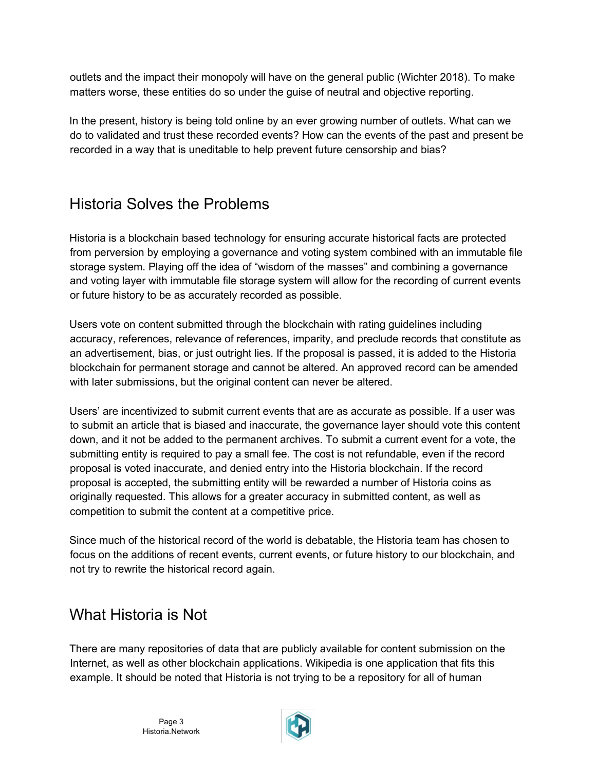outlets and the impact their monopoly will have on the general public (Wichter 2018). To make matters worse, these entities do so under the guise of neutral and objective reporting.

In the present, history is being told online by an ever growing number of outlets. What can we do to validated and trust these recorded events? How can the events of the past and present be recorded in a way that is uneditable to help prevent future censorship and bias?

## Historia Solves the Problems

Historia is a blockchain based technology for ensuring accurate historical facts are protected from perversion by employing a governance and voting system combined with an immutable file storage system. Playing off the idea of "wisdom of the masses" and combining a governance and voting layer with immutable file storage system will allow for the recording of current events or future history to be as accurately recorded as possible.

Users vote on content submitted through the blockchain with rating guidelines including accuracy, references, relevance of references, imparity, and preclude records that constitute as an advertisement, bias, or just outright lies. If the proposal is passed, it is added to the Historia blockchain for permanent storage and cannot be altered. An approved record can be amended with later submissions, but the original content can never be altered.

Users' are incentivized to submit current events that are as accurate as possible. If a user was to submit an article that is biased and inaccurate, the governance layer should vote this content down, and it not be added to the permanent archives. To submit a current event for a vote, the submitting entity is required to pay a small fee. The cost is not refundable, even if the record proposal is voted inaccurate, and denied entry into the Historia blockchain. If the record proposal is accepted, the submitting entity will be rewarded a number of Historia coins as originally requested. This allows for a greater accuracy in submitted content, as well as competition to submit the content at a competitive price.

Since much of the historical record of the world is debatable, the Historia team has chosen to focus on the additions of recent events, current events, or future history to our blockchain, and not try to rewrite the historical record again.

## What Historia is Not

There are many repositories of data that are publicly available for content submission on the Internet, as well as other blockchain applications. Wikipedia is one application that fits this example. It should be noted that Historia is not trying to be a repository for all of human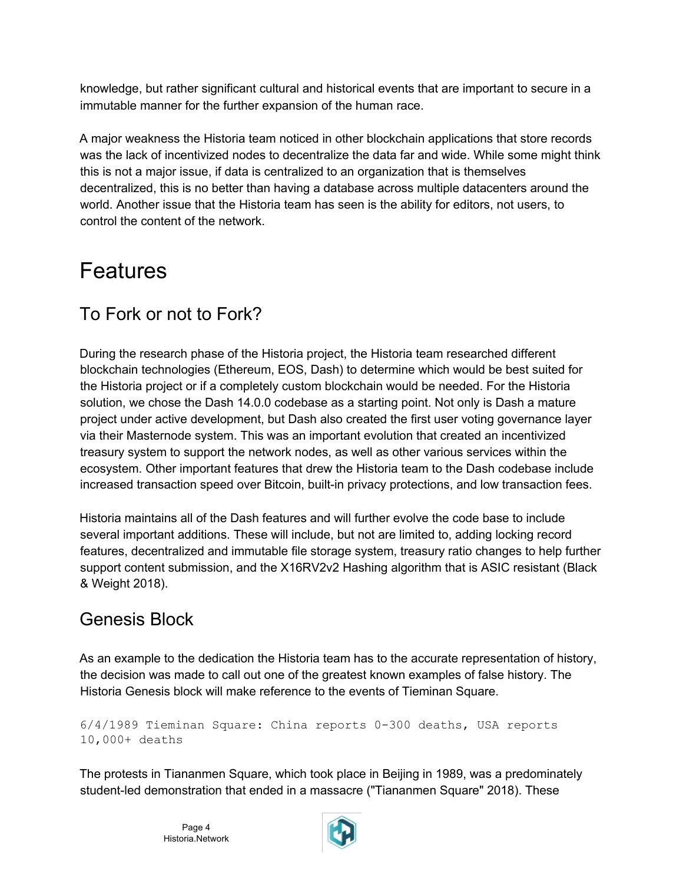knowledge, but rather significant cultural and historical events that are important to secure in a immutable manner for the further expansion of the human race.

A major weakness the Historia team noticed in other blockchain applications that store records was the lack of incentivized nodes to decentralize the data far and wide. While some might think this is not a major issue, if data is centralized to an organization that is themselves decentralized, this is no better than having a database across multiple datacenters around the world. Another issue that the Historia team has seen is the ability for editors, not users, to control the content of the network.

# Features

## To Fork or not to Fork?

During the research phase of the Historia project, the Historia team researched different blockchain technologies (Ethereum, EOS, Dash) to determine which would be best suited for the Historia project or if a completely custom blockchain would be needed. For the Historia solution, we chose the Dash 14.0.0 codebase as a starting point. Not only is Dash a mature project under active development, but Dash also created the first user voting governance layer via their Masternode system. This was an important evolution that created an incentivized treasury system to support the network nodes, as well as other various services within the ecosystem. Other important features that drew the Historia team to the Dash codebase include increased transaction speed over Bitcoin, built-in privacy protections, and low transaction fees.

Historia maintains all of the Dash features and will further evolve the code base to include several important additions. These will include, but not are limited to, adding locking record features, decentralized and immutable file storage system, treasury ratio changes to help further support content submission, and the X16RV2v2 Hashing algorithm that is ASIC resistant (Black & Weight 2018).

## Genesis Block

As an example to the dedication the Historia team has to the accurate representation of history, the decision was made to call out one of the greatest known examples of false history. The Historia Genesis block will make reference to the events of Tieminan Square.

```
6/4/1989 Tieminan Square: China reports 0-300 deaths, USA reports 10,000+ deaths
```

The protests in Tiananmen Square, which took place in Beijing in 1989, was a predominately student-led demonstration that ended in a massacre ("Tiananmen Square" 2018). These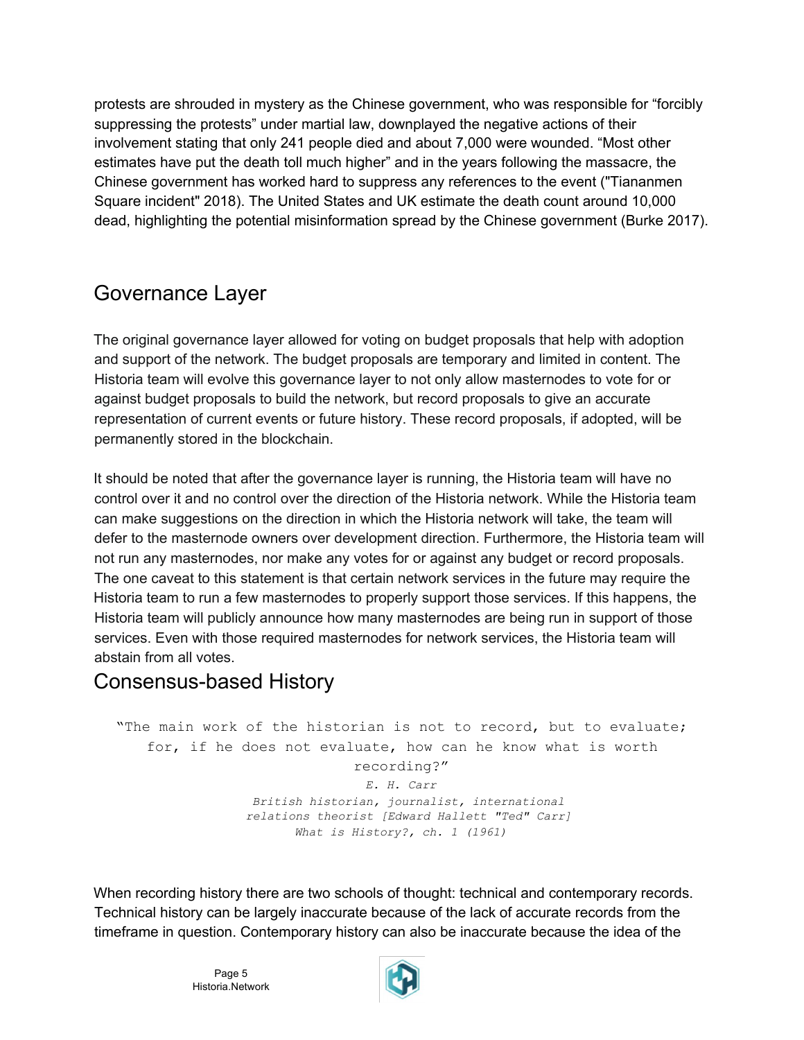protests are shrouded in mystery as the Chinese government, who was responsible for "forcibly suppressing the protests" under martial law, downplayed the negative actions of their involvement stating that only 241 people died and about 7,000 were wounded. "Most other estimates have put the death toll much higher" and in the years following the massacre, the Chinese government has worked hard to suppress any references to the event ("Tiananmen Square incident" 2018). The United States and UK estimate the death count around 10,000 dead, highlighting the potential misinformation spread by the Chinese government (Burke 2017).

## Governance Layer

The original governance layer allowed for voting on budget proposals that help with adoption and support of the network. The budget proposals are temporary and limited in content. The Historia team will evolve this governance layer to not only allow masternodes to vote for or against budget proposals to build the network, but record proposals to give an accurate representation of current events or future history. These record proposals, if adopted, will be permanently stored in the blockchain.

It should be noted that after the governance layer is running, the Historia team will have no control over it and no control over the direction of the Historia network. While the Historia team can make suggestions on the direction in which the Historia network will take, the team will defer to the masternode owners over development direction. Furthermore, the Historia team will not run any masternodes, nor make any votes for or against any budget or record proposals. The one caveat to this statement is that certain network services in the future may require the Historia team to run a few masternodes to properly support those services. If this happens, the Historia team will publicly announce how many masternodes are being run in support of those services. Even with those required masternodes for network services, the Historia team will abstain from all votes.

## Consensus-based History

> "The main work of the historian is not to record, but to evaluate; for, if he does not evaluate, how can he know what is worth recording?"
>
> *E. H. Carr*
> *British historian, journalist, international relations theorist [Edward Hallett "Ted" Carr]*
> *What is History?, ch. 1 (1961)*

When recording history there are two schools of thought: technical and contemporary records. Technical history can be largely inaccurate because of the lack of accurate records from the timeframe in question. Contemporary history can also be inaccurate because the idea of the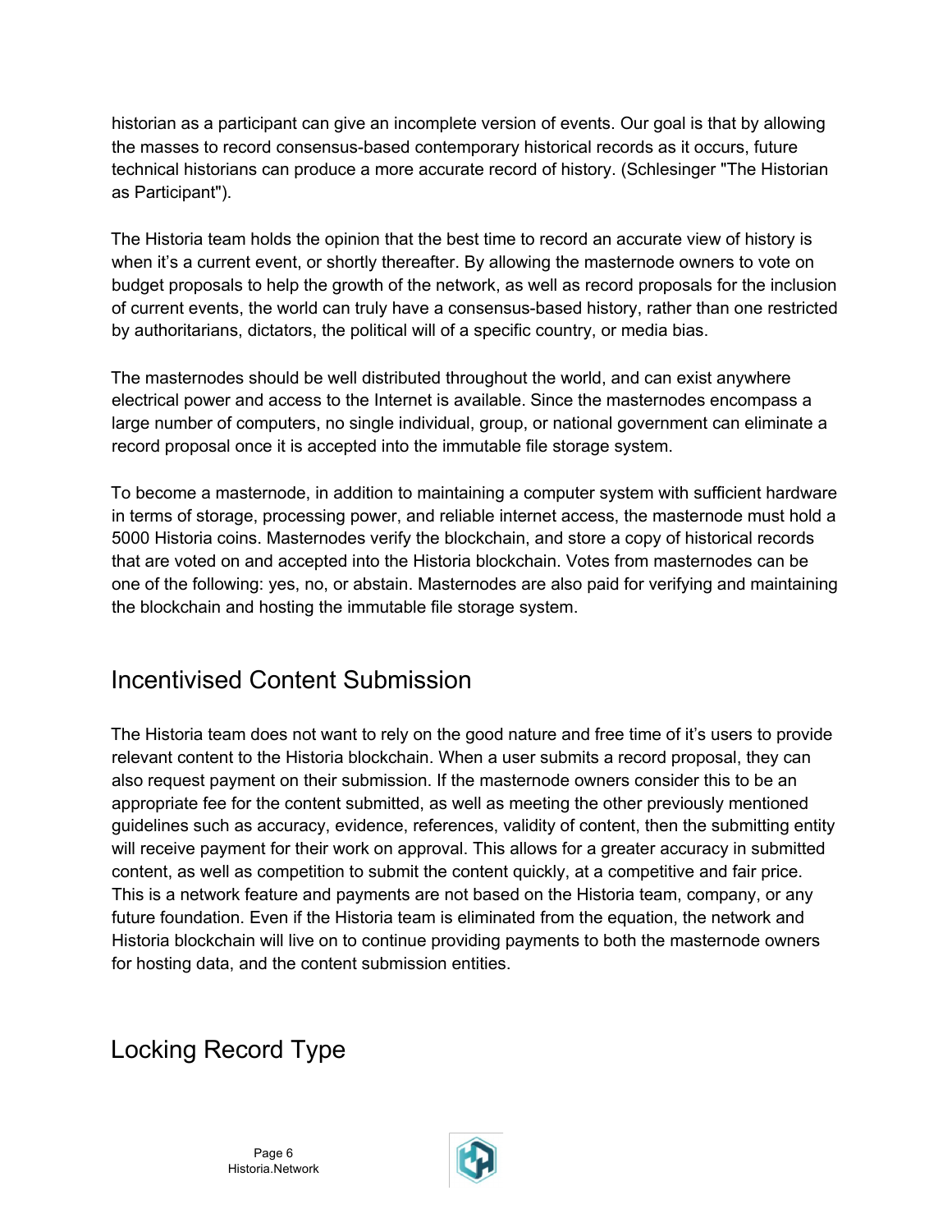historian as a participant can give an incomplete version of events. Our goal is that by allowing the masses to record consensus-based contemporary historical records as it occurs, future technical historians can produce a more accurate record of history. (Schlesinger "The Historian as Participant").

The Historia team holds the opinion that the best time to record an accurate view of history is when it's a current event, or shortly thereafter. By allowing the masternode owners to vote on budget proposals to help the growth of the network, as well as record proposals for the inclusion of current events, the world can truly have a consensus-based history, rather than one restricted by authoritarians, dictators, the political will of a specific country, or media bias.

The masternodes should be well distributed throughout the world, and can exist anywhere electrical power and access to the Internet is available. Since the masternodes encompass a large number of computers, no single individual, group, or national government can eliminate a record proposal once it is accepted into the immutable file storage system.

To become a masternode, in addition to maintaining a computer system with sufficient hardware in terms of storage, processing power, and reliable internet access, the masternode must hold a 5000 Historia coins. Masternodes verify the blockchain, and store a copy of historical records that are voted on and accepted into the Historia blockchain. Votes from masternodes can be one of the following: yes, no, or abstain. Masternodes are also paid for verifying and maintaining the blockchain and hosting the immutable file storage system.

## Incentivised Content Submission

The Historia team does not want to rely on the good nature and free time of it's users to provide relevant content to the Historia blockchain. When a user submits a record proposal, they can also request payment on their submission. If the masternode owners consider this to be an appropriate fee for the content submitted, as well as meeting the other previously mentioned guidelines such as accuracy, evidence, references, validity of content, then the submitting entity will receive payment for their work on approval. This allows for a greater accuracy in submitted content, as well as competition to submit the content quickly, at a competitive and fair price. This is a network feature and payments are not based on the Historia team, company, or any future foundation. Even if the Historia team is eliminated from the equation, the network and Historia blockchain will live on to continue providing payments to both the masternode owners for hosting data, and the content submission entities.

## Locking Record Type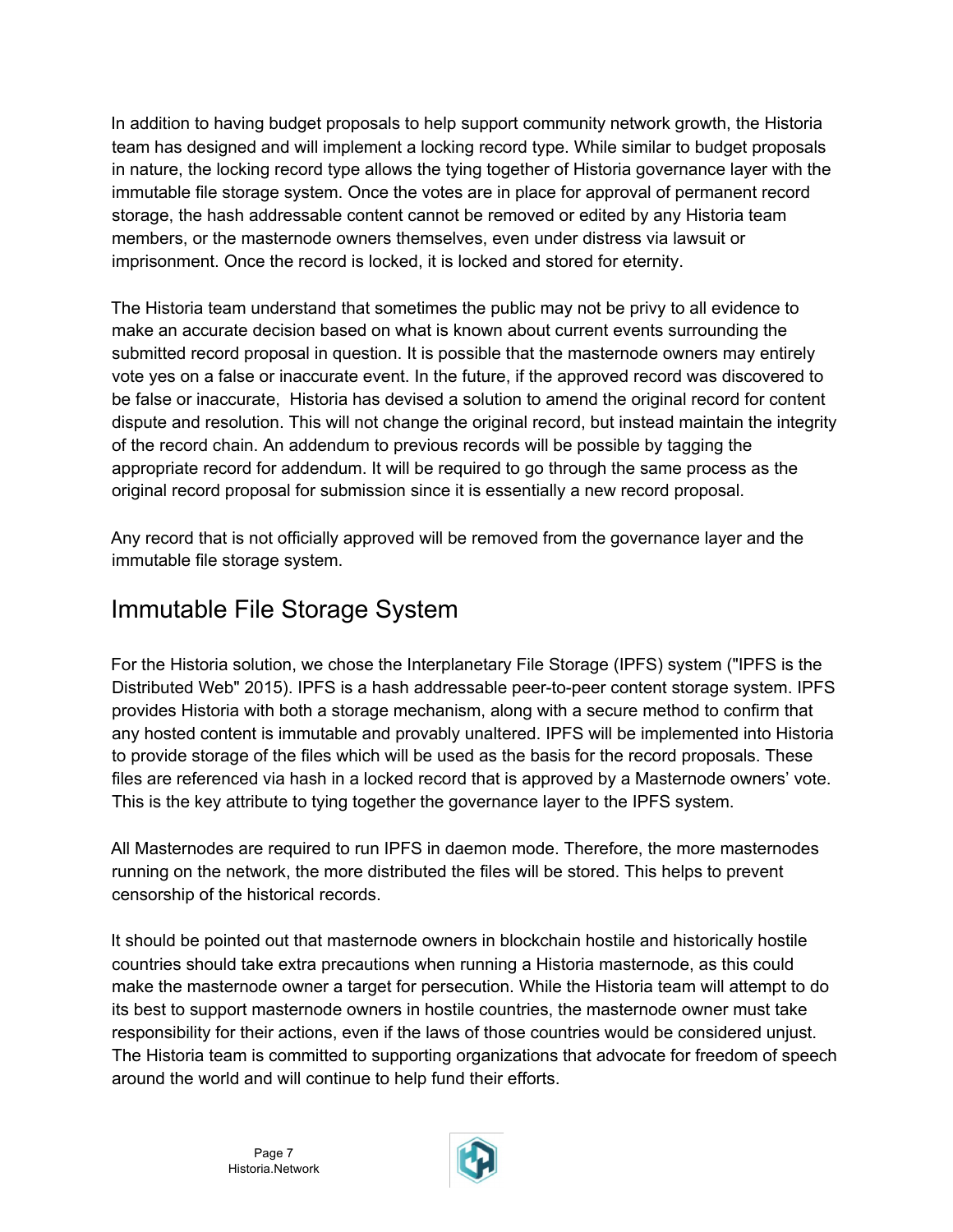In addition to having budget proposals to help support community network growth, the Historia team has designed and will implement a locking record type. While similar to budget proposals in nature, the locking record type allows the tying together of Historia governance layer with the immutable file storage system. Once the votes are in place for approval of permanent record storage, the hash addressable content cannot be removed or edited by any Historia team members, or the masternode owners themselves, even under distress via lawsuit or imprisonment. Once the record is locked, it is locked and stored for eternity.

The Historia team understand that sometimes the public may not be privy to all evidence to make an accurate decision based on what is known about current events surrounding the submitted record proposal in question. It is possible that the masternode owners may entirely vote yes on a false or inaccurate event. In the future, if the approved record was discovered to be false or inaccurate,  Historia has devised a solution to amend the original record for content dispute and resolution. This will not change the original record, but instead maintain the integrity of the record chain. An addendum to previous records will be possible by tagging the appropriate record for addendum. It will be required to go through the same process as the original record proposal for submission since it is essentially a new record proposal.

Any record that is not officially approved will be removed from the governance layer and the immutable file storage system.

## Immutable File Storage System

For the Historia solution, we chose the Interplanetary File Storage (IPFS) system ("IPFS is the Distributed Web" 2015). IPFS is a hash addressable peer-to-peer content storage system. IPFS provides Historia with both a storage mechanism, along with a secure method to confirm that any hosted content is immutable and provably unaltered. IPFS will be implemented into Historia to provide storage of the files which will be used as the basis for the record proposals. These files are referenced via hash in a locked record that is approved by a Masternode owners' vote. This is the key attribute to tying together the governance layer to the IPFS system.

All Masternodes are required to run IPFS in daemon mode. Therefore, the more masternodes running on the network, the more distributed the files will be stored. This helps to prevent censorship of the historical records.

It should be pointed out that masternode owners in blockchain hostile and historically hostile countries should take extra precautions when running a Historia masternode, as this could make the masternode owner a target for persecution. While the Historia team will attempt to do its best to support masternode owners in hostile countries, the masternode owner must take responsibility for their actions, even if the laws of those countries would be considered unjust. The Historia team is committed to supporting organizations that advocate for freedom of speech around the world and will continue to help fund their efforts.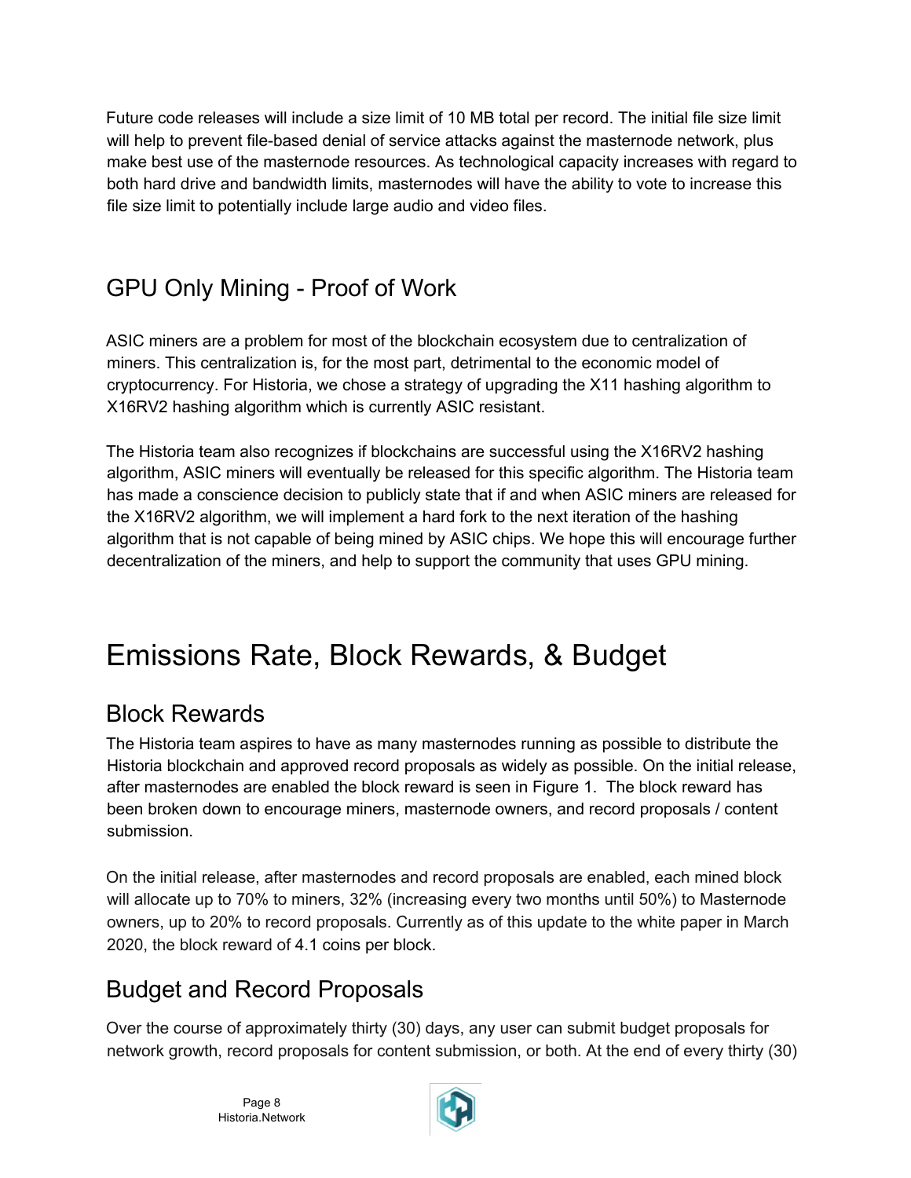Future code releases will include a size limit of 10 MB total per record. The initial file size limit will help to prevent file-based denial of service attacks against the masternode network, plus make best use of the masternode resources. As technological capacity increases with regard to both hard drive and bandwidth limits, masternodes will have the ability to vote to increase this file size limit to potentially include large audio and video files.

## GPU Only Mining - Proof of Work

ASIC miners are a problem for most of the blockchain ecosystem due to centralization of miners. This centralization is, for the most part, detrimental to the economic model of cryptocurrency. For Historia, we chose a strategy of upgrading the X11 hashing algorithm to X16RV2 hashing algorithm which is currently ASIC resistant.

The Historia team also recognizes if blockchains are successful using the X16RV2 hashing algorithm, ASIC miners will eventually be released for this specific algorithm. The Historia team has made a conscience decision to publicly state that if and when ASIC miners are released for the X16RV2 algorithm, we will implement a hard fork to the next iteration of the hashing algorithm that is not capable of being mined by ASIC chips. We hope this will encourage further decentralization of the miners, and help to support the community that uses GPU mining.

# Emissions Rate, Block Rewards, & Budget

## Block Rewards

The Historia team aspires to have as many masternodes running as possible to distribute the Historia blockchain and approved record proposals as widely as possible. On the initial release, after masternodes are enabled the block reward is seen in Figure 1. The block reward has been broken down to encourage miners, masternode owners, and record proposals / content submission.

On the initial release, after masternodes and record proposals are enabled, each mined block will allocate up to 70% to miners, 32% (increasing every two months until 50%) to Masternode owners, up to 20% to record proposals. Currently as of this update to the white paper in March 2020, the block reward of 4.1 coins per block.

## Budget and Record Proposals

Over the course of approximately thirty (30) days, any user can submit budget proposals for network growth, record proposals for content submission, or both. At the end of every thirty (30)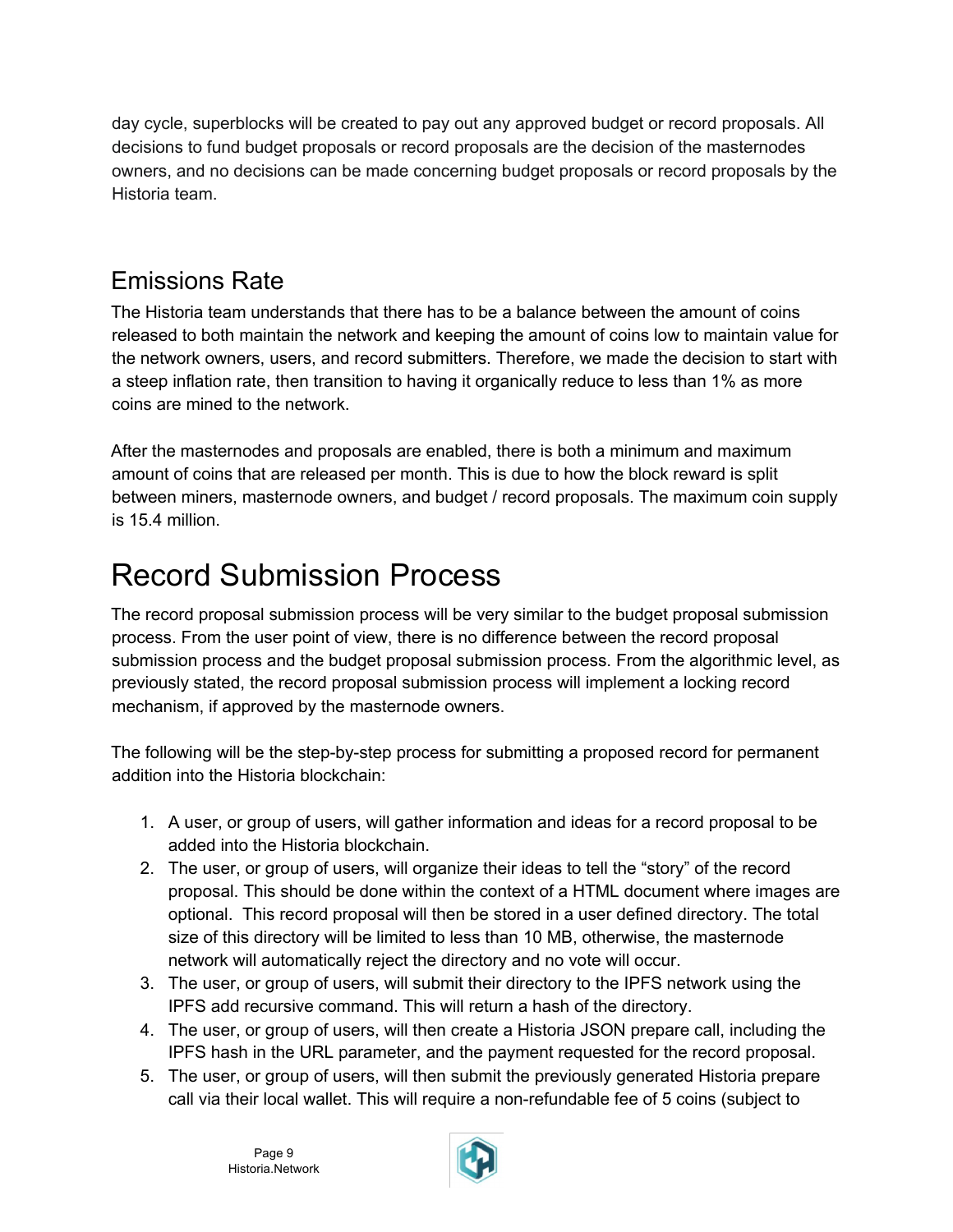day cycle, superblocks will be created to pay out any approved budget or record proposals. All decisions to fund budget proposals or record proposals are the decision of the masternodes owners, and no decisions can be made concerning budget proposals or record proposals by the Historia team.

## Emissions Rate

The Historia team understands that there has to be a balance between the amount of coins released to both maintain the network and keeping the amount of coins low to maintain value for the network owners, users, and record submitters. Therefore, we made the decision to start with a steep inflation rate, then transition to having it organically reduce to less than 1% as more coins are mined to the network.

After the masternodes and proposals are enabled, there is both a minimum and maximum amount of coins that are released per month. This is due to how the block reward is split between miners, masternode owners, and budget / record proposals. The maximum coin supply is 15.4 million.

# Record Submission Process

The record proposal submission process will be very similar to the budget proposal submission process. From the user point of view, there is no difference between the record proposal submission process and the budget proposal submission process. From the algorithmic level, as previously stated, the record proposal submission process will implement a locking record mechanism, if approved by the masternode owners.

The following will be the step-by-step process for submitting a proposed record for permanent addition into the Historia blockchain:

1. A user, or group of users, will gather information and ideas for a record proposal to be added into the Historia blockchain.
2. The user, or group of users, will organize their ideas to tell the "story" of the record proposal. This should be done within the context of a HTML document where images are optional. This record proposal will then be stored in a user defined directory. The total size of this directory will be limited to less than 10 MB, otherwise, the masternode network will automatically reject the directory and no vote will occur.
3. The user, or group of users, will submit their directory to the IPFS network using the IPFS add recursive command. This will return a hash of the directory.
4. The user, or group of users, will then create a Historia JSON prepare call, including the IPFS hash in the URL parameter, and the payment requested for the record proposal.
5. The user, or group of users, will then submit the previously generated Historia prepare call via their local wallet. This will require a non-refundable fee of 5 coins (subject to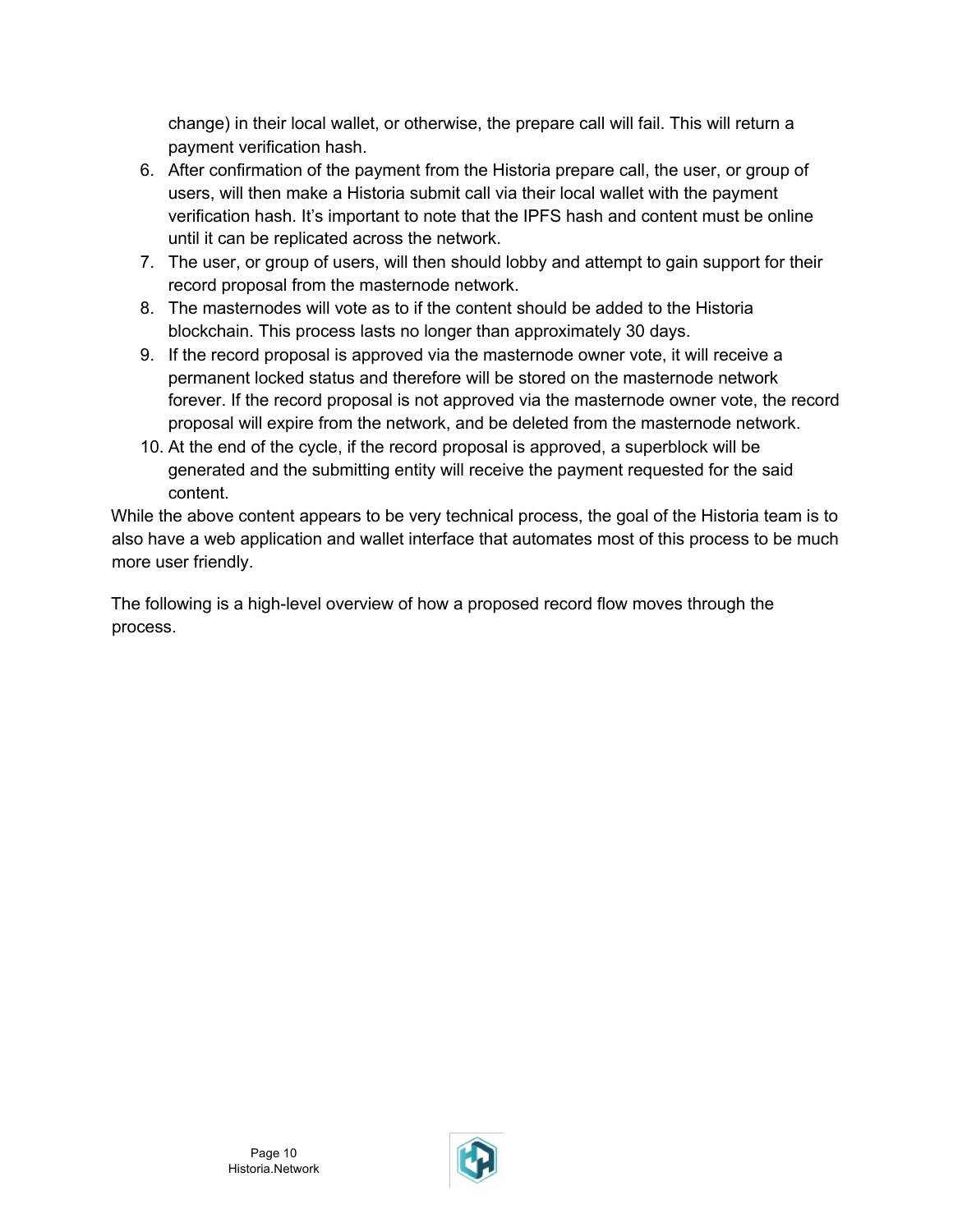change) in their local wallet, or otherwise, the prepare call will fail. This will return a payment verification hash.

6. After confirmation of the payment from the Historia prepare call, the user, or group of users, will then make a Historia submit call via their local wallet with the payment verification hash. It's important to note that the IPFS hash and content must be online until it can be replicated across the network.
7. The user, or group of users, will then should lobby and attempt to gain support for their record proposal from the masternode network.
8. The masternodes will vote as to if the content should be added to the Historia blockchain. This process lasts no longer than approximately 30 days.
9. If the record proposal is approved via the masternode owner vote, it will receive a permanent locked status and therefore will be stored on the masternode network forever. If the record proposal is not approved via the masternode owner vote, the record proposal will expire from the network, and be deleted from the masternode network.
10. At the end of the cycle, if the record proposal is approved, a superblock will be generated and the submitting entity will receive the payment requested for the said content.

While the above content appears to be very technical process, the goal of the Historia team is to also have a web application and wallet interface that automates most of this process to be much more user friendly.

The following is a high-level overview of how a proposed record flow moves through the process.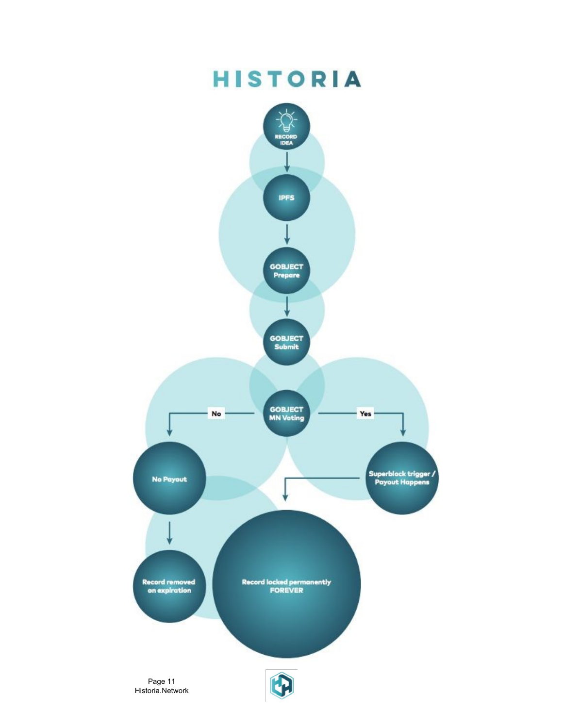# HISTORIA

RECORD IDEA

IPFS

GOBJECT Prepare

GOBJECT Submit

GOBJECT MN Voting

No

Yes

No Payout

Superblock trigger / Payout Happens

Record removed on expiration

Record locked permanently FOREVER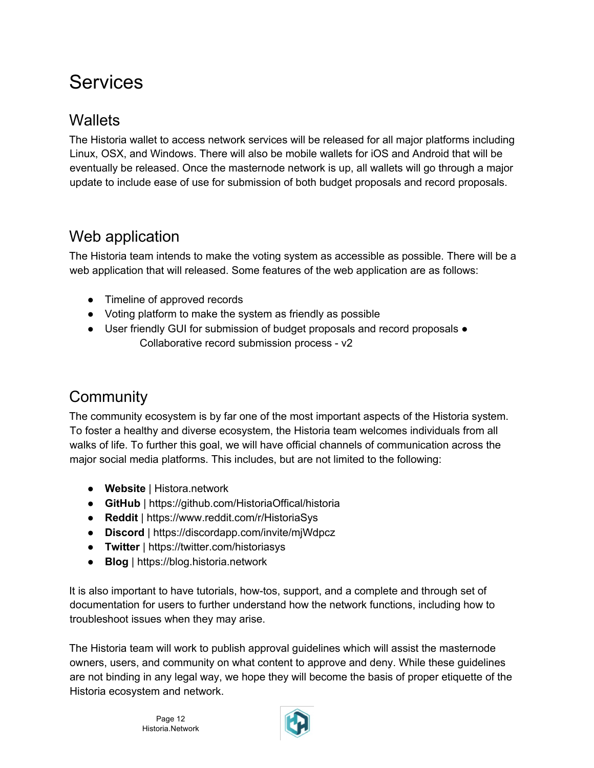# Services

## Wallets

The Historia wallet to access network services will be released for all major platforms including Linux, OSX, and Windows. There will also be mobile wallets for iOS and Android that will be eventually be released. Once the masternode network is up, all wallets will go through a major update to include ease of use for submission of both budget proposals and record proposals.

## Web application

The Historia team intends to make the voting system as accessible as possible. There will be a web application that will released. Some features of the web application are as follows:

- Timeline of approved records
- Voting platform to make the system as friendly as possible
- User friendly GUI for submission of budget proposals and record proposals
- Collaborative record submission process - v2

## Community

The community ecosystem is by far one of the most important aspects of the Historia system. To foster a healthy and diverse ecosystem, the Historia team welcomes individuals from all walks of life. To further this goal, we will have official channels of communication across the major social media platforms. This includes, but are not limited to the following:

- **Website** | Histora.network
- **GitHub** | https://github.com/HistoriaOffical/historia
- **Reddit** | https://www.reddit.com/r/HistoriaSys
- **Discord** | https://discordapp.com/invite/mjWdpcz
- **Twitter** | https://twitter.com/historiasys
- **Blog** | https://blog.historia.network

It is also important to have tutorials, how-tos, support, and a complete and through set of documentation for users to further understand how the network functions, including how to troubleshoot issues when they may arise.

The Historia team will work to publish approval guidelines which will assist the masternode owners, users, and community on what content to approve and deny. While these guidelines are not binding in any legal way, we hope they will become the basis of proper etiquette of the Historia ecosystem and network.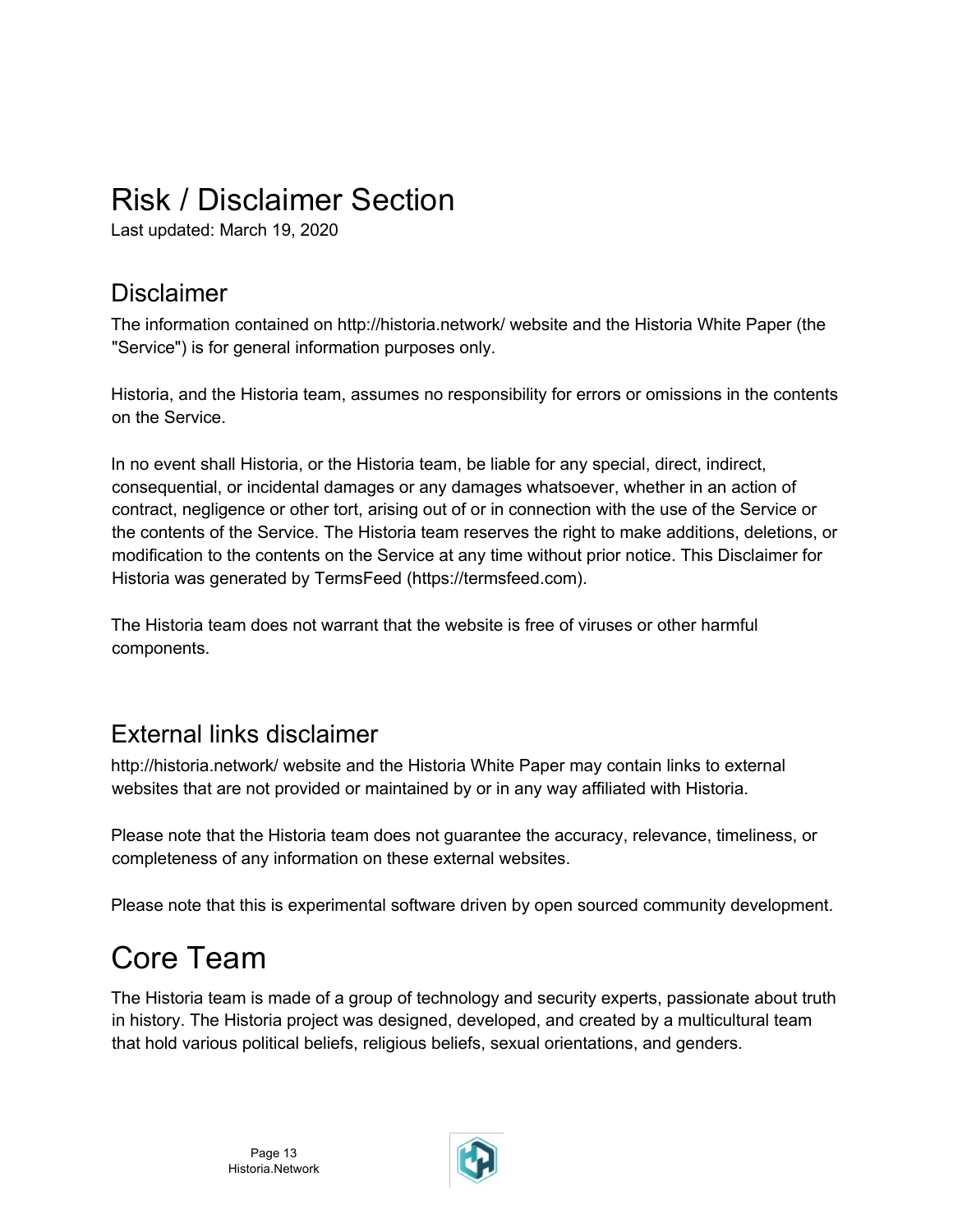# Risk / Disclaimer Section

Last updated: March 19, 2020

## Disclaimer

The information contained on http://historia.network/ website and the Historia White Paper (the "Service") is for general information purposes only.

Historia, and the Historia team, assumes no responsibility for errors or omissions in the contents on the Service.

In no event shall Historia, or the Historia team, be liable for any special, direct, indirect, consequential, or incidental damages or any damages whatsoever, whether in an action of contract, negligence or other tort, arising out of or in connection with the use of the Service or the contents of the Service. The Historia team reserves the right to make additions, deletions, or modification to the contents on the Service at any time without prior notice. This Disclaimer for Historia was generated by TermsFeed (https://termsfeed.com).

The Historia team does not warrant that the website is free of viruses or other harmful components.

## External links disclaimer

http://historia.network/ website and the Historia White Paper may contain links to external websites that are not provided or maintained by or in any way affiliated with Historia.

Please note that the Historia team does not guarantee the accuracy, relevance, timeliness, or completeness of any information on these external websites.

Please note that this is experimental software driven by open sourced community development.

# Core Team

The Historia team is made of a group of technology and security experts, passionate about truth in history. The Historia project was designed, developed, and created by a multicultural team that hold various political beliefs, religious beliefs, sexual orientations, and genders.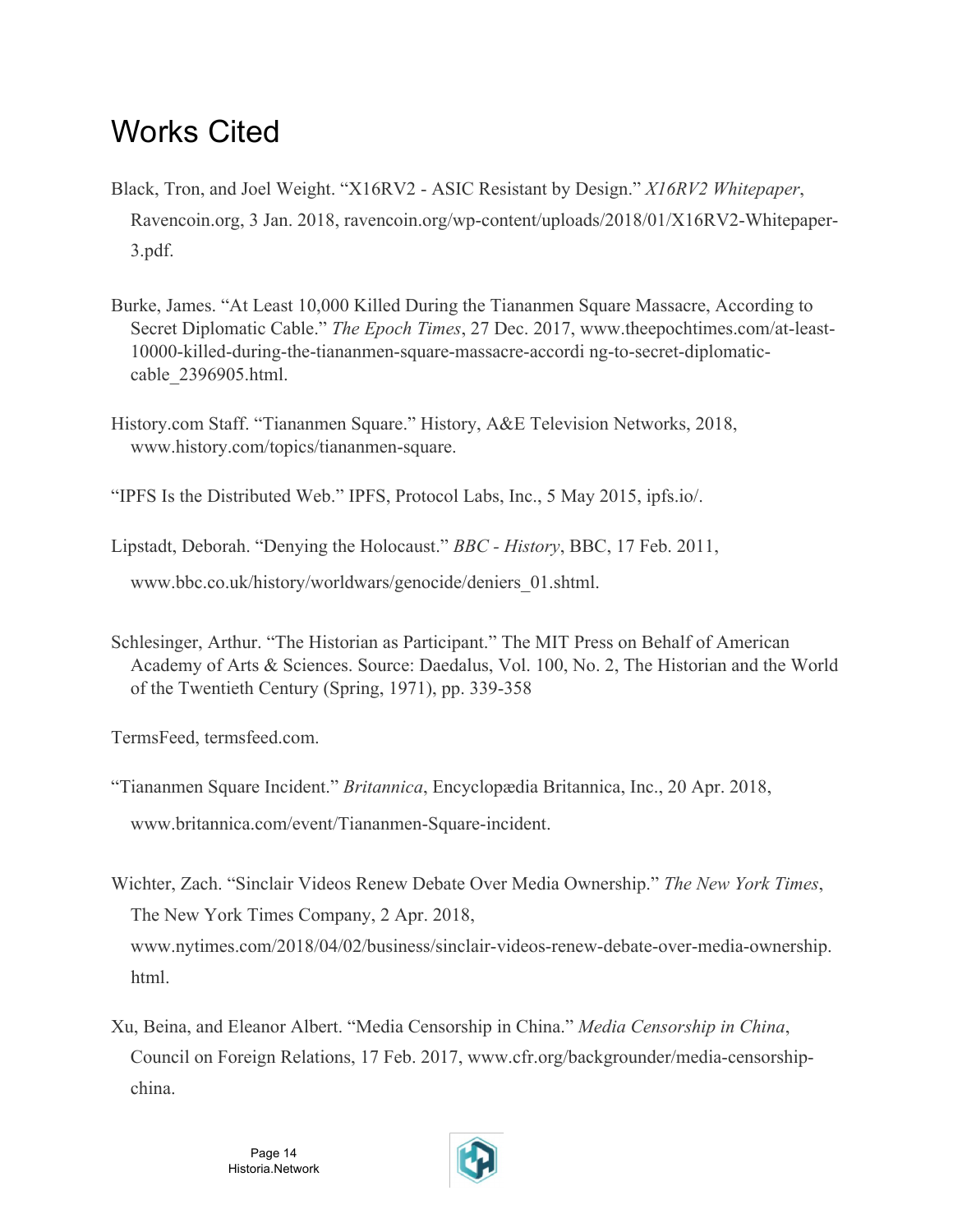# Works Cited

Black, Tron, and Joel Weight. “X16RV2 - ASIC Resistant by Design.” *X16RV2 Whitepaper*, Ravencoin.org, 3 Jan. 2018, ravencoin.org/wp-content/uploads/2018/01/X16RV2-Whitepaper-3.pdf.

Burke, James. “At Least 10,000 Killed During the Tiananmen Square Massacre, According to Secret Diplomatic Cable.” *The Epoch Times*, 27 Dec. 2017, www.theepochtimes.com/at-least-10000-killed-during-the-tiananmen-square-massacre-accordi ng-to-secret-diplomatic-cable_2396905.html.

History.com Staff. “Tiananmen Square.” History, A&E Television Networks, 2018, www.history.com/topics/tiananmen-square.

“IPFS Is the Distributed Web.” IPFS, Protocol Labs, Inc., 5 May 2015, ipfs.io/.

Lipstadt, Deborah. “Denying the Holocaust.” *BBC - History*, BBC, 17 Feb. 2011, www.bbc.co.uk/history/worldwars/genocide/deniers_01.shtml.

Schlesinger, Arthur. “The Historian as Participant.” The MIT Press on Behalf of American Academy of Arts & Sciences. Source: Daedalus, Vol. 100, No. 2, The Historian and the World of the Twentieth Century (Spring, 1971), pp. 339-358

TermsFeed, termsfeed.com.

“Tiananmen Square Incident.” *Britannica*, Encyclopædia Britannica, Inc., 20 Apr. 2018, www.britannica.com/event/Tiananmen-Square-incident.

Wichter, Zach. “Sinclair Videos Renew Debate Over Media Ownership.” *The New York Times*, The New York Times Company, 2 Apr. 2018, www.nytimes.com/2018/04/02/business/sinclair-videos-renew-debate-over-media-ownership.html.

Xu, Beina, and Eleanor Albert. “Media Censorship in China.” *Media Censorship in China*, Council on Foreign Relations, 17 Feb. 2017, www.cfr.org/backgrounder/media-censorship-china.